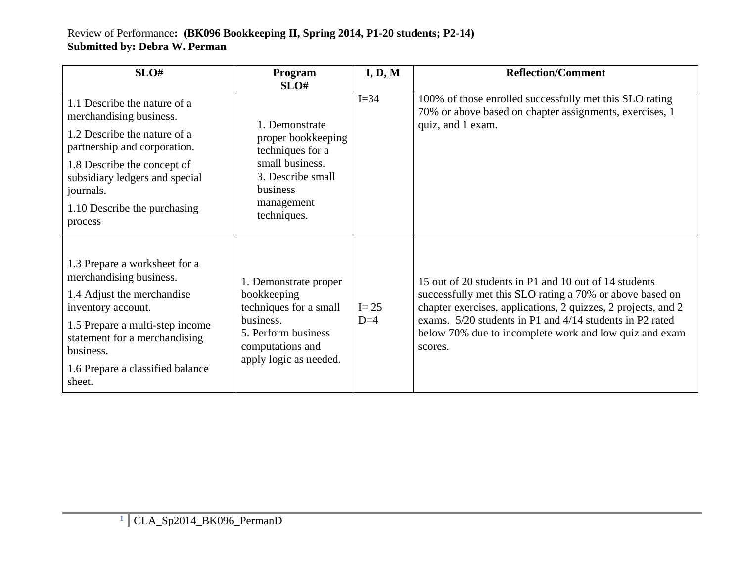Review of Performance**: (BK096 Bookkeeping II, Spring 2014, P1-20 students; P2-14)**
**Submitted by: Debra W. Perman**

| SLO# | Program SLO# | I, D, M | Reflection/Comment |
|---|---|---|---|
| 1.1 Describe the nature of a merchandising business.<br>1.2 Describe the nature of a partnership and corporation.<br>1.8 Describe the concept of subsidiary ledgers and special journals.<br>1.10 Describe the purchasing process | 1. Demonstrate proper bookkeeping techniques for a small business.<br>3. Describe small business management techniques. | I=34 | 100% of those enrolled successfully met this SLO rating 70% or above based on chapter assignments, exercises, 1 quiz, and 1 exam. |
| 1.3 Prepare a worksheet for a merchandising business.<br>1.4 Adjust the merchandise inventory account.<br>1.5 Prepare a multi-step income statement for a merchandising business.<br>1.6 Prepare a classified balance sheet. | 1. Demonstrate proper bookkeeping techniques for a small business.<br>5. Perform business computations and apply logic as needed. | I= 25<br>D=4 | 15 out of 20 students in P1 and 10 out of 14 students successfully met this SLO rating a 70% or above based on chapter exercises, applications, 2 quizzes, 2 projects, and 2 exams. 5/20 students in P1 and 4/14 students in P2 rated below 70% due to incomplete work and low quiz and exam scores. |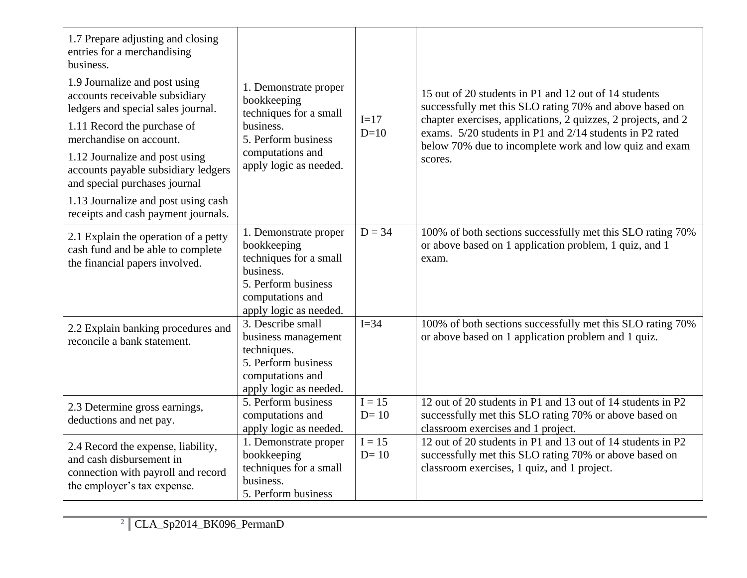| | | | |
|---|---|---|---|
| 1.7 Prepare adjusting and closing entries for a merchandising business.<br>1.9 Journalize and post using accounts receivable subsidiary ledgers and special sales journal.<br>1.11 Record the purchase of merchandise on account.<br>1.12 Journalize and post using accounts payable subsidiary ledgers and special purchases journal<br>1.13 Journalize and post using cash receipts and cash payment journals. | 1. Demonstrate proper bookkeeping techniques for a small business.<br>5. Perform business computations and apply logic as needed. | I=17<br>D=10 | 15 out of 20 students in P1 and 12 out of 14 students successfully met this SLO rating 70% and above based on chapter exercises, applications, 2 quizzes, 2 projects, and 2 exams. 5/20 students in P1 and 2/14 students in P2 rated below 70% due to incomplete work and low quiz and exam scores. |
| 2.1 Explain the operation of a petty cash fund and be able to complete the financial papers involved. | 1. Demonstrate proper bookkeeping techniques for a small business.<br>5. Perform business computations and apply logic as needed. | D = 34 | 100% of both sections successfully met this SLO rating 70% or above based on 1 application problem, 1 quiz, and 1 exam. |
| 2.2 Explain banking procedures and reconcile a bank statement. | 3. Describe small business management techniques.<br>5. Perform business computations and apply logic as needed. | I=34 | 100% of both sections successfully met this SLO rating 70% or above based on 1 application problem and 1 quiz. |
| 2.3 Determine gross earnings, deductions and net pay. | 5. Perform business computations and apply logic as needed. | I = 15<br>D= 10 | 12 out of 20 students in P1 and 13 out of 14 students in P2 successfully met this SLO rating 70% or above based on classroom exercises and 1 project. |
| 2.4 Record the expense, liability, and cash disbursement in connection with payroll and record the employer's tax expense. | 1. Demonstrate proper bookkeeping techniques for a small business.<br>5. Perform business | I = 15<br>D= 10 | 12 out of 20 students in P1 and 13 out of 14 students in P2 successfully met this SLO rating 70% or above based on classroom exercises, 1 quiz, and 1 project. |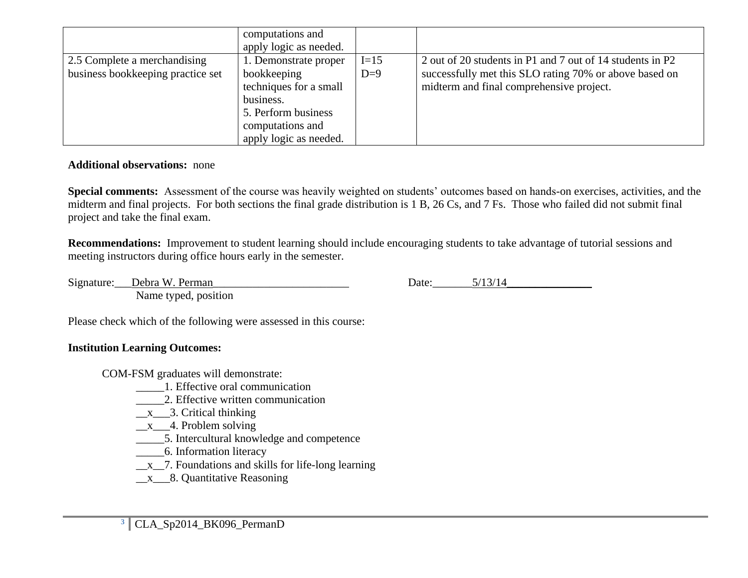| | | | |
|---|---|---|---|
| | computations and apply logic as needed. | | |
| 2.5 Complete a merchandising business bookkeeping practice set | 1. Demonstrate proper bookkeeping techniques for a small business.<br>5. Perform business computations and apply logic as needed. | I=15<br>D=9 | 2 out of 20 students in P1 and 7 out of 14 students in P2 successfully met this SLO rating 70% or above based on midterm and final comprehensive project. |

**Additional observations:** none

**Special comments:** Assessment of the course was heavily weighted on students' outcomes based on hands-on exercises, activities, and the midterm and final projects. For both sections the final grade distribution is 1 B, 26 Cs, and 7 Fs. Those who failed did not submit final project and take the final exam.

**Recommendations:** Improvement to student learning should include encouraging students to take advantage of tutorial sessions and meeting instructors during office hours early in the semester.

Signature:___Debra W. Perman________________________ Date:_______5/13/14_______________
Name typed, position

Please check which of the following were assessed in this course:

**Institution Learning Outcomes:**

COM-FSM graduates will demonstrate:

_____1. Effective oral communication
_____2. Effective written communication
__x___3. Critical thinking
__x___4. Problem solving
_____5. Intercultural knowledge and competence
_____6. Information literacy
__x__7. Foundations and skills for life-long learning
__x___8. Quantitative Reasoning